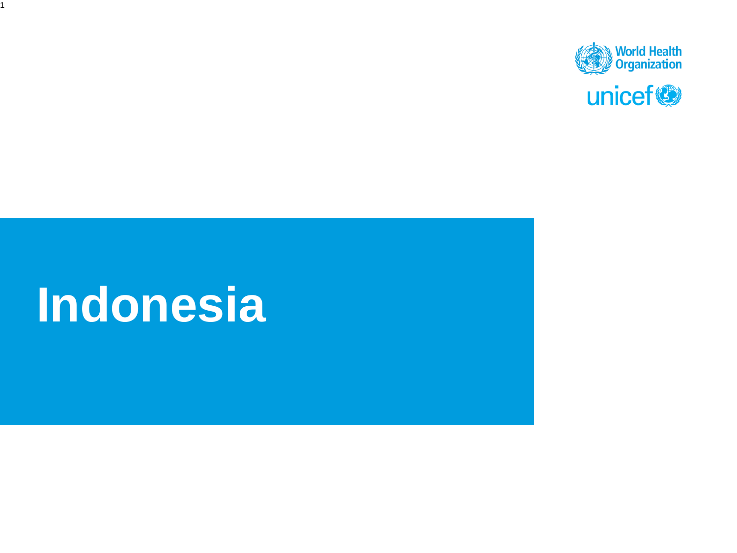World Health Organization

unicef

# Indonesia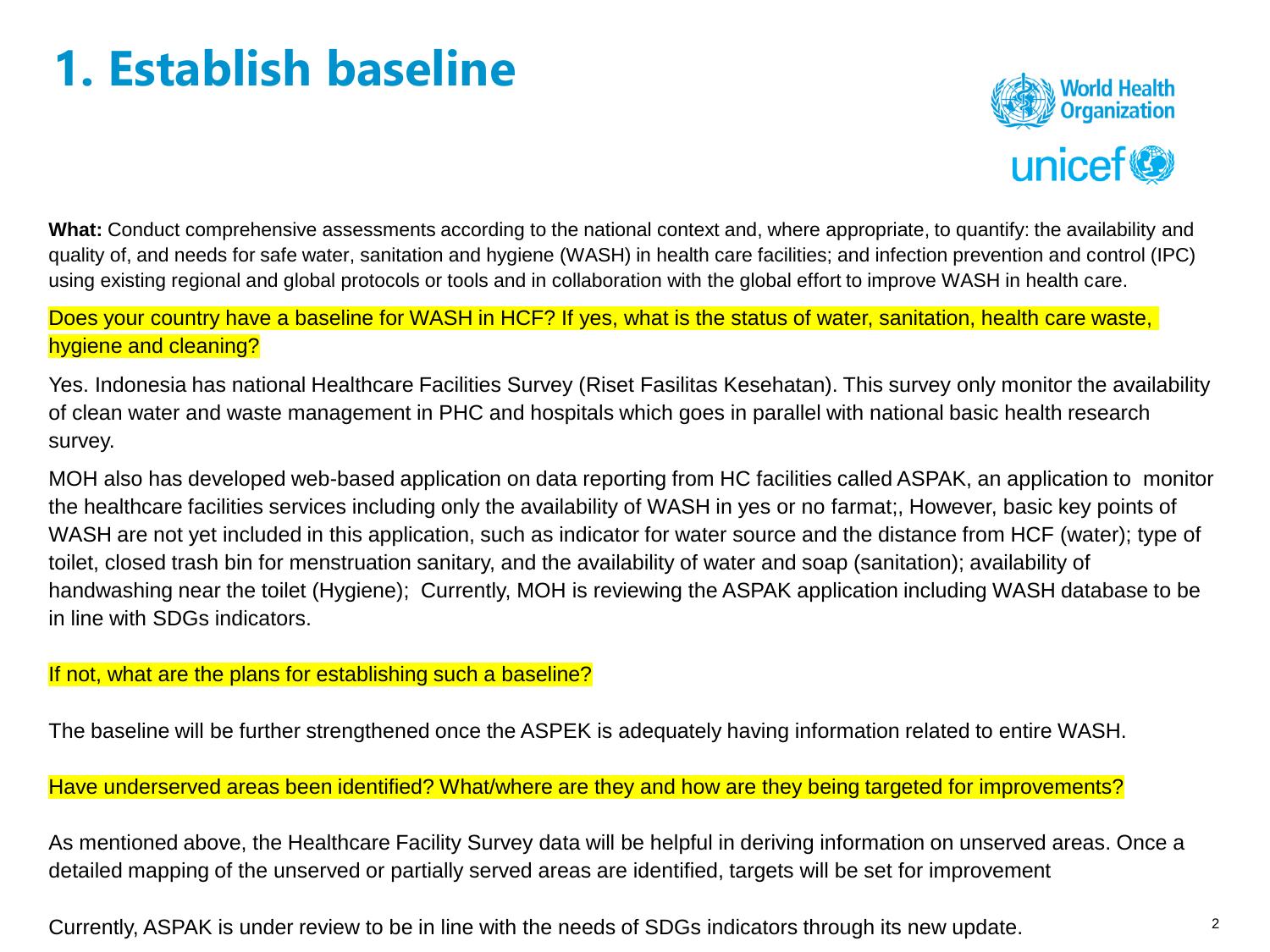# 1. Establish baseline

**What:** Conduct comprehensive assessments according to the national context and, where appropriate, to quantify: the availability and quality of, and needs for safe water, sanitation and hygiene (WASH) in health care facilities; and infection prevention and control (IPC) using existing regional and global protocols or tools and in collaboration with the global effort to improve WASH in health care.

Does your country have a baseline for WASH in HCF? If yes, what is the status of water, sanitation, health care waste, hygiene and cleaning?

Yes. Indonesia has national Healthcare Facilities Survey (Riset Fasilitas Kesehatan). This survey only monitor the availability of clean water and waste management in PHC and hospitals which goes in parallel with national basic health research survey.

MOH also has developed web-based application on data reporting from HC facilities called ASPAK, an application to monitor the healthcare facilities services including only the availability of WASH in yes or no farmat;, However, basic key points of WASH are not yet included in this application, such as indicator for water source and the distance from HCF (water); type of toilet, closed trash bin for menstruation sanitary, and the availability of water and soap (sanitation); availability of handwashing near the toilet (Hygiene); Currently, MOH is reviewing the ASPAK application including WASH database to be in line with SDGs indicators.

If not, what are the plans for establishing such a baseline?

The baseline will be further strengthened once the ASPEK is adequately having information related to entire WASH.

Have underserved areas been identified? What/where are they and how are they being targeted for improvements?

As mentioned above, the Healthcare Facility Survey data will be helpful in deriving information on unserved areas. Once a detailed mapping of the unserved or partially served areas are identified, targets will be set for improvement

Currently, ASPAK is under review to be in line with the needs of SDGs indicators through its new update.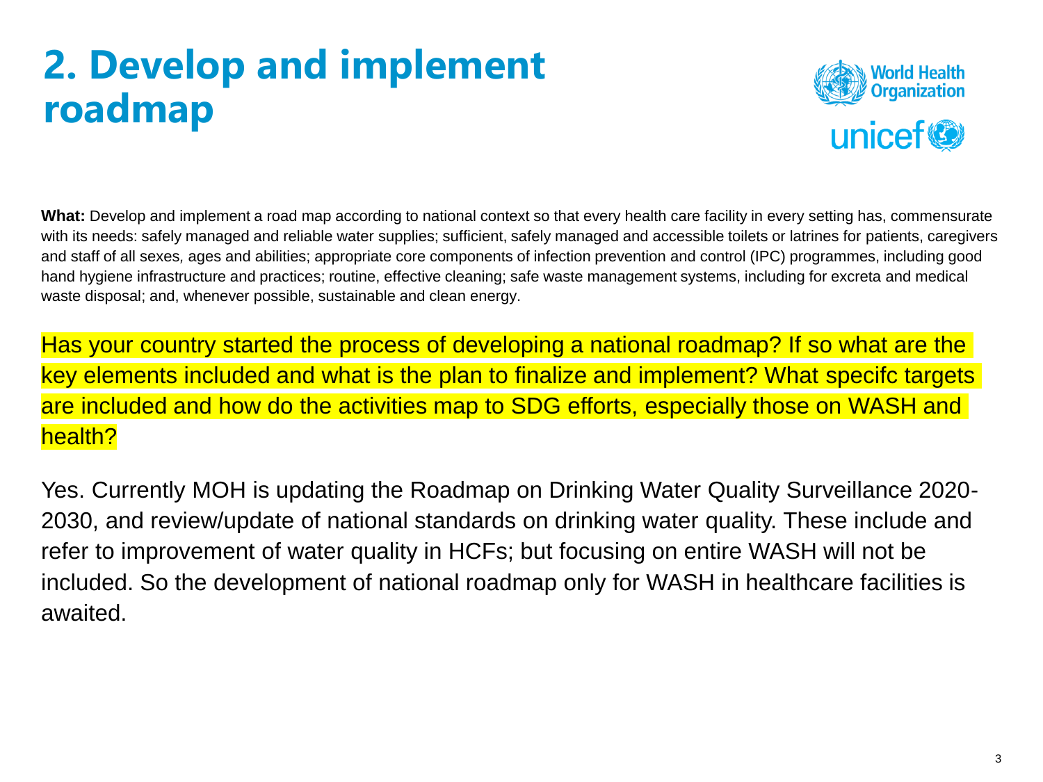# 2. Develop and implement roadmap

**What:** Develop and implement a road map according to national context so that every health care facility in every setting has, commensurate with its needs: safely managed and reliable water supplies; sufficient, safely managed and accessible toilets or latrines for patients, caregivers and staff of all sexes, ages and abilities; appropriate core components of infection prevention and control (IPC) programmes, including good hand hygiene infrastructure and practices; routine, effective cleaning; safe waste management systems, including for excreta and medical waste disposal; and, whenever possible, sustainable and clean energy.

Has your country started the process of developing a national roadmap? If so what are the key elements included and what is the plan to finalize and implement? What specifc targets are included and how do the activities map to SDG efforts, especially those on WASH and health?

Yes. Currently MOH is updating the Roadmap on Drinking Water Quality Surveillance 2020-2030, and review/update of national standards on drinking water quality. These include and refer to improvement of water quality in HCFs; but focusing on entire WASH will not be included. So the development of national roadmap only for WASH in healthcare facilities is awaited.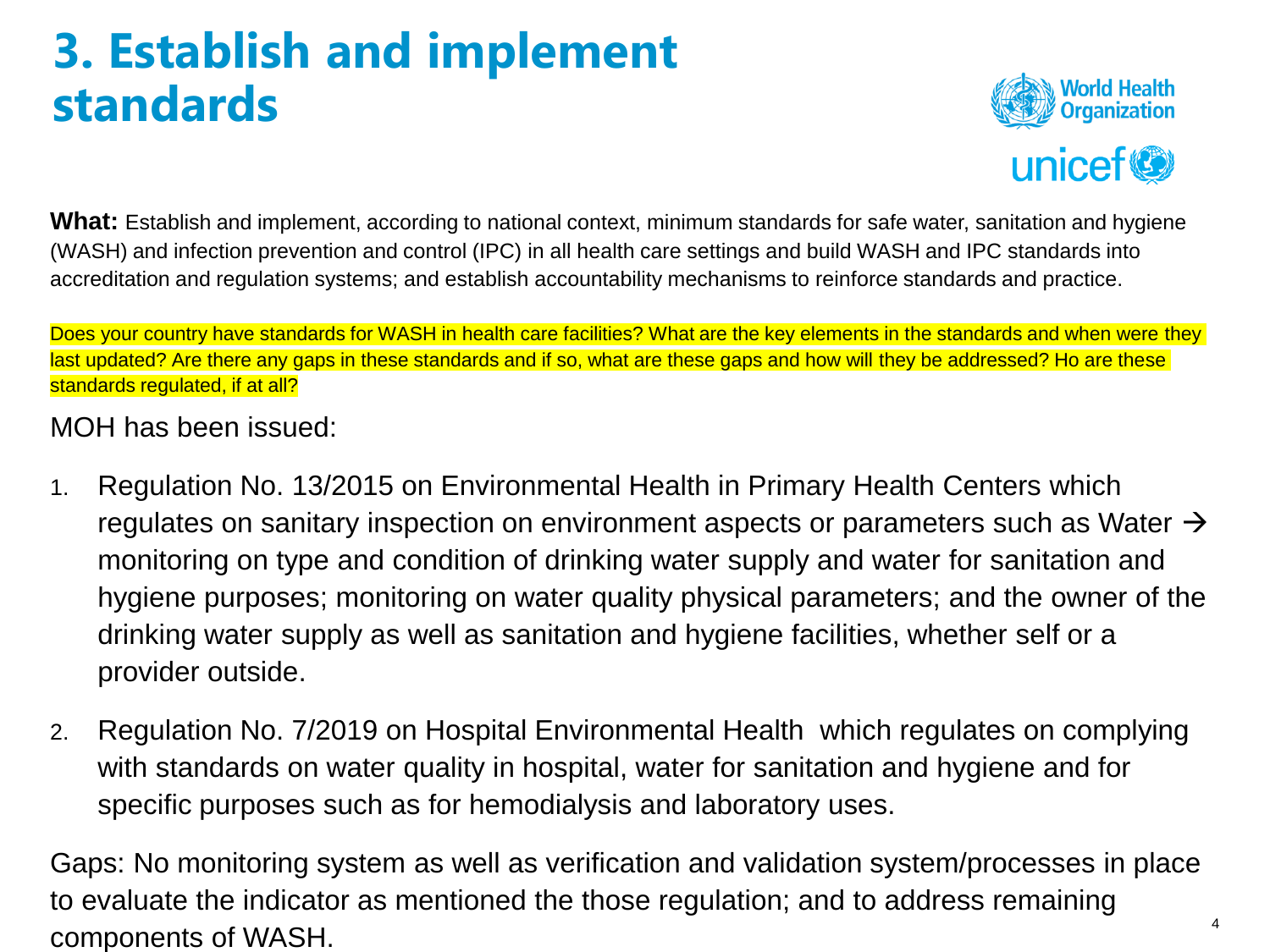# 3. Establish and implement standards

**What:** Establish and implement, according to national context, minimum standards for safe water, sanitation and hygiene (WASH) and infection prevention and control (IPC) in all health care settings and build WASH and IPC standards into accreditation and regulation systems; and establish accountability mechanisms to reinforce standards and practice.

Does your country have standards for WASH in health care facilities? What are the key elements in the standards and when were they last updated? Are there any gaps in these standards and if so, what are these gaps and how will they be addressed? Ho are these standards regulated, if at all?

MOH has been issued:

1. Regulation No. 13/2015 on Environmental Health in Primary Health Centers which regulates on sanitary inspection on environment aspects or parameters such as Water → monitoring on type and condition of drinking water supply and water for sanitation and hygiene purposes; monitoring on water quality physical parameters; and the owner of the drinking water supply as well as sanitation and hygiene facilities, whether self or a provider outside.
2. Regulation No. 7/2019 on Hospital Environmental Health which regulates on complying with standards on water quality in hospital, water for sanitation and hygiene and for specific purposes such as for hemodialysis and laboratory uses.

Gaps: No monitoring system as well as verification and validation system/processes in place to evaluate the indicator as mentioned the those regulation; and to address remaining components of WASH.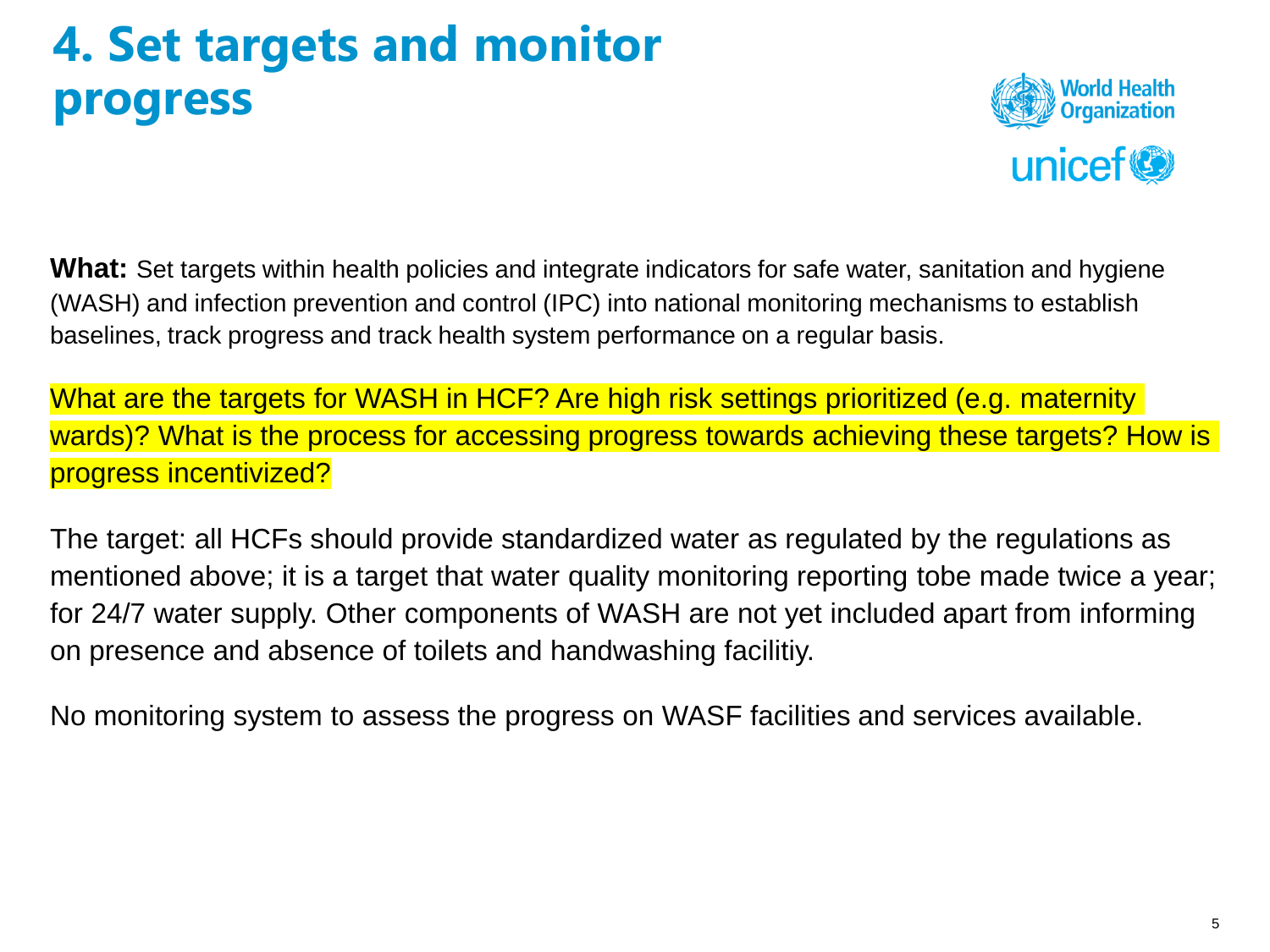# 4. Set targets and monitor progress

**What:** Set targets within health policies and integrate indicators for safe water, sanitation and hygiene (WASH) and infection prevention and control (IPC) into national monitoring mechanisms to establish baselines, track progress and track health system performance on a regular basis.

What are the targets for WASH in HCF? Are high risk settings prioritized (e.g. maternity wards)? What is the process for accessing progress towards achieving these targets? How is progress incentivized?

The target: all HCFs should provide standardized water as regulated by the regulations as mentioned above; it is a target that water quality monitoring reporting tobe made twice a year; for 24/7 water supply. Other components of WASH are not yet included apart from informing on presence and absence of toilets and handwashing facilitiy.

No monitoring system to assess the progress on WASF facilities and services available.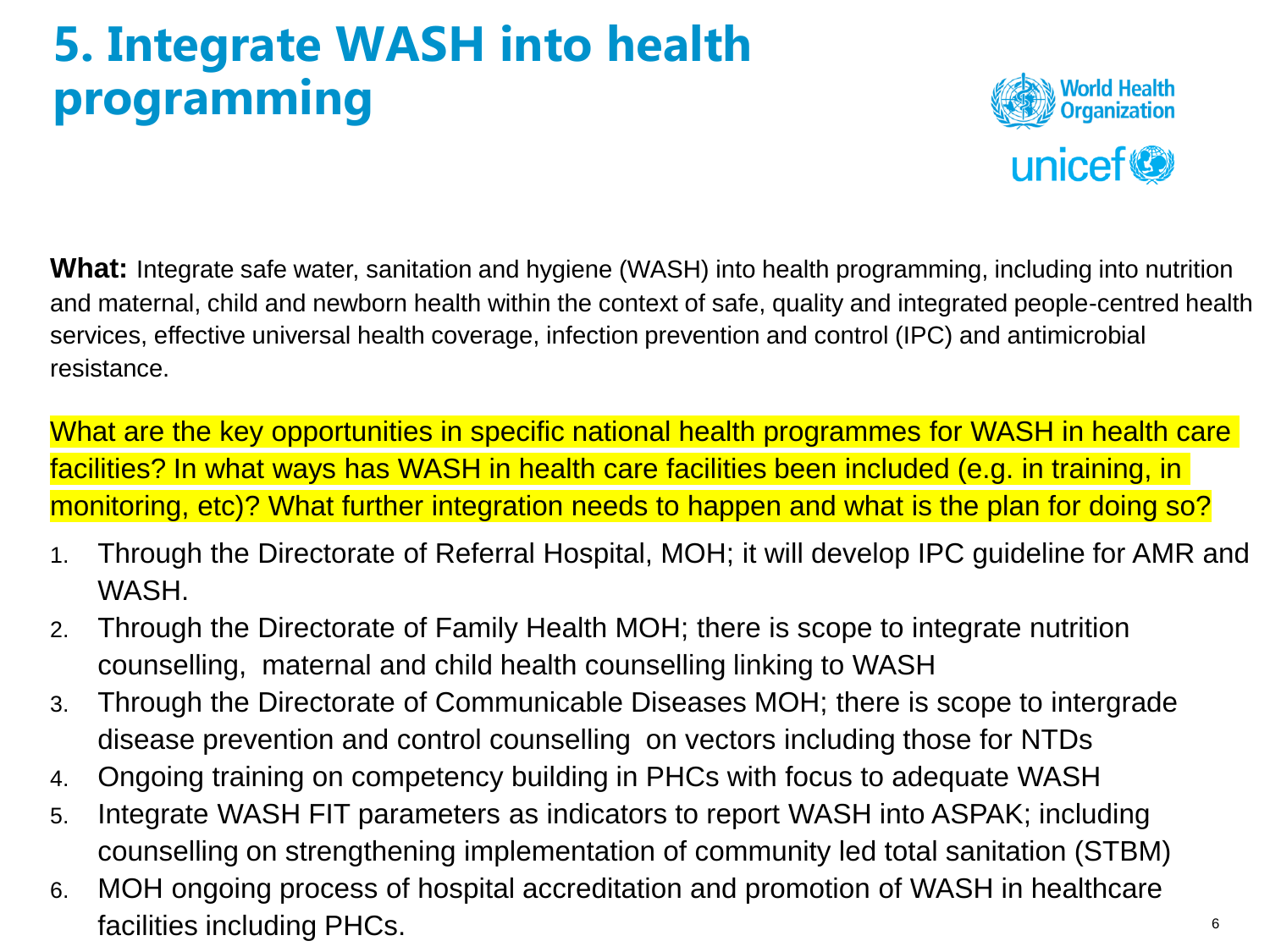# 5. Integrate WASH into health programming

**What:** Integrate safe water, sanitation and hygiene (WASH) into health programming, including into nutrition and maternal, child and newborn health within the context of safe, quality and integrated people-centred health services, effective universal health coverage, infection prevention and control (IPC) and antimicrobial resistance.

What are the key opportunities in specific national health programmes for WASH in health care facilities? In what ways has WASH in health care facilities been included (e.g. in training, in monitoring, etc)? What further integration needs to happen and what is the plan for doing so?

1. Through the Directorate of Referral Hospital, MOH; it will develop IPC guideline for AMR and WASH.
2. Through the Directorate of Family Health MOH; there is scope to integrate nutrition counselling, maternal and child health counselling linking to WASH
3. Through the Directorate of Communicable Diseases MOH; there is scope to intergrade disease prevention and control counselling on vectors including those for NTDs
4. Ongoing training on competency building in PHCs with focus to adequate WASH
5. Integrate WASH FIT parameters as indicators to report WASH into ASPAK; including counselling on strengthening implementation of community led total sanitation (STBM)
6. MOH ongoing process of hospital accreditation and promotion of WASH in healthcare facilities including PHCs.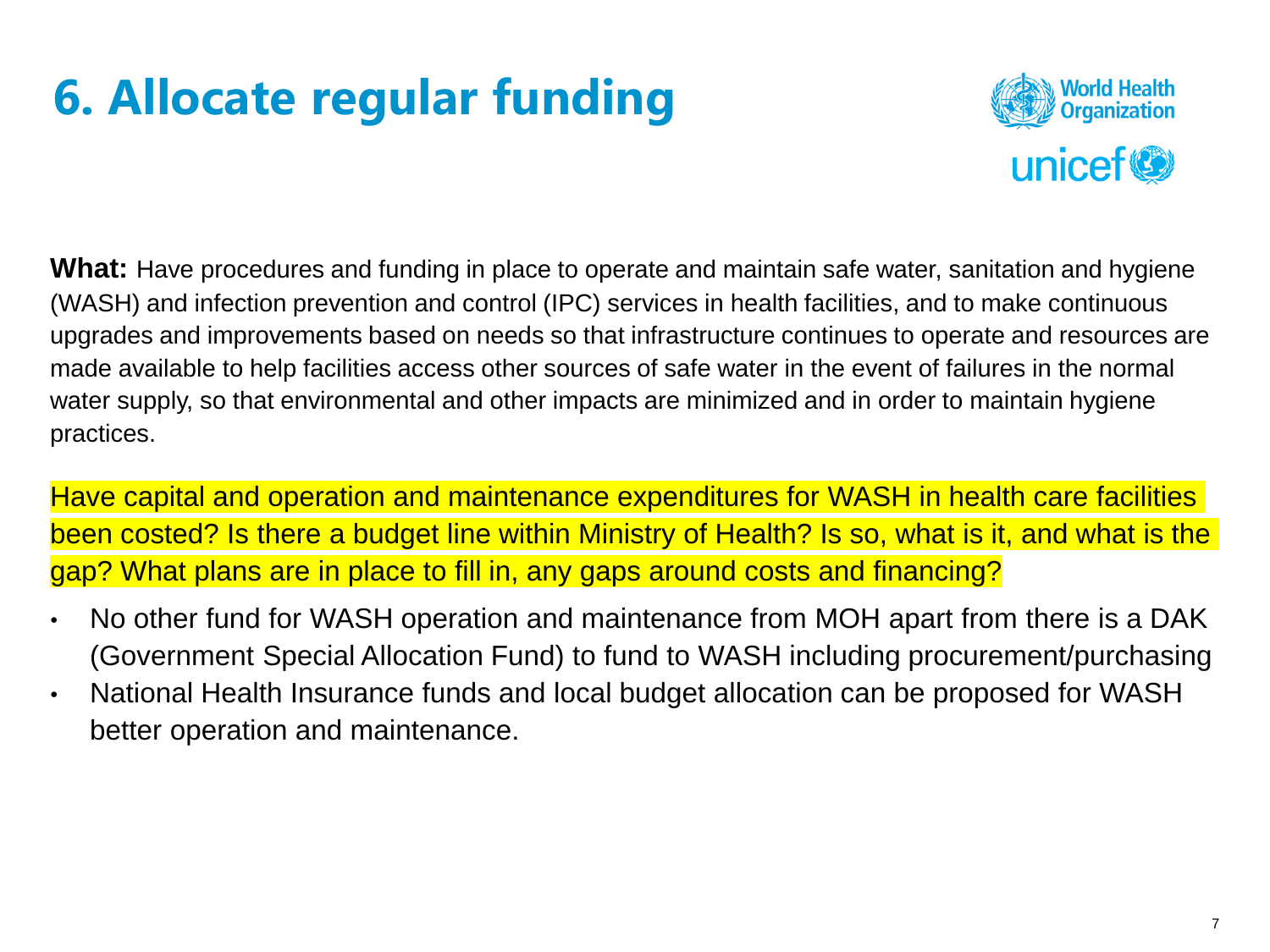# 6. Allocate regular funding

**What:** Have procedures and funding in place to operate and maintain safe water, sanitation and hygiene (WASH) and infection prevention and control (IPC) services in health facilities, and to make continuous upgrades and improvements based on needs so that infrastructure continues to operate and resources are made available to help facilities access other sources of safe water in the event of failures in the normal water supply, so that environmental and other impacts are minimized and in order to maintain hygiene practices.

Have capital and operation and maintenance expenditures for WASH in health care facilities been costed? Is there a budget line within Ministry of Health? Is so, what is it, and what is the gap? What plans are in place to fill in, any gaps around costs and financing?

- No other fund for WASH operation and maintenance from MOH apart from there is a DAK (Government Special Allocation Fund) to fund to WASH including procurement/purchasing
- National Health Insurance funds and local budget allocation can be proposed for WASH better operation and maintenance.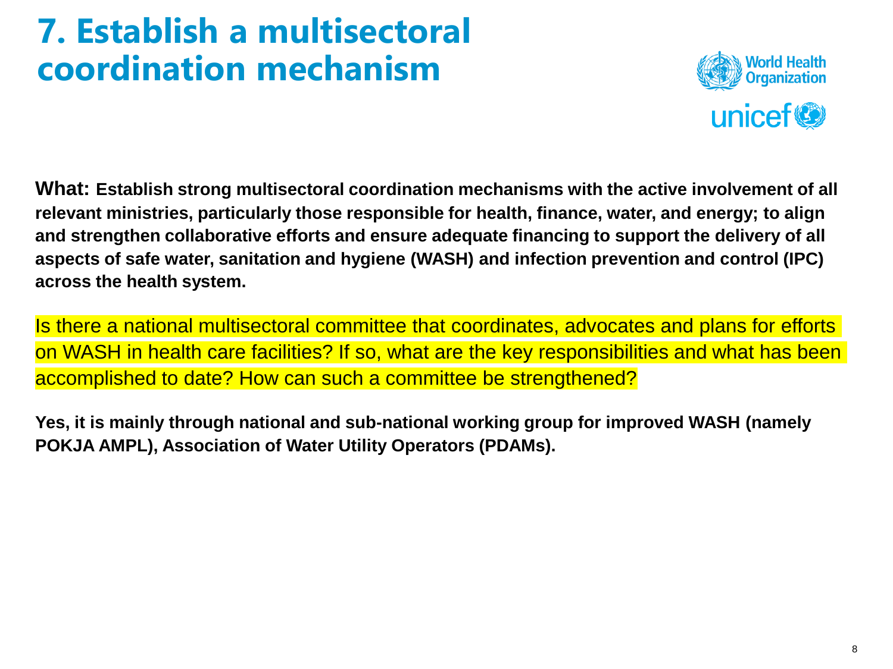# 7. Establish a multisectoral coordination mechanism

**What: Establish strong multisectoral coordination mechanisms with the active involvement of all relevant ministries, particularly those responsible for health, finance, water, and energy; to align and strengthen collaborative efforts and ensure adequate financing to support the delivery of all aspects of safe water, sanitation and hygiene (WASH) and infection prevention and control (IPC) across the health system.**

Is there a national multisectoral committee that coordinates, advocates and plans for efforts on WASH in health care facilities? If so, what are the key responsibilities and what has been accomplished to date? How can such a committee be strengthened?

**Yes, it is mainly through national and sub-national working group for improved WASH (namely POKJA AMPL), Association of Water Utility Operators (PDAMs).**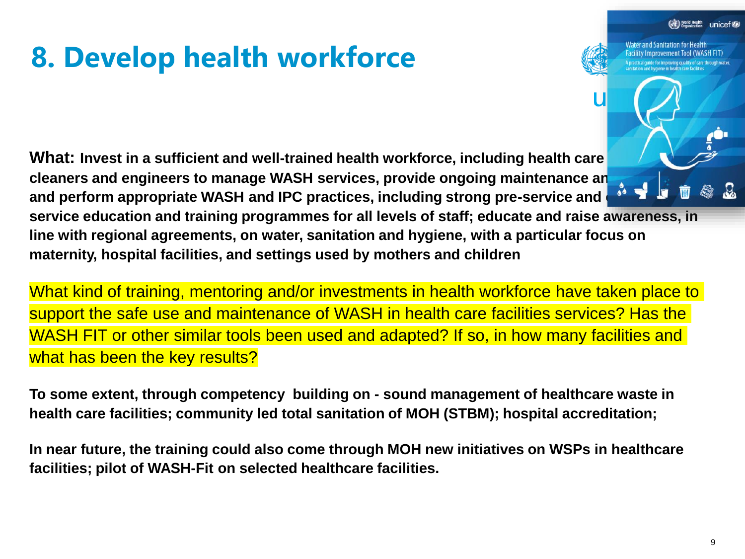# 8. Develop health workforce

**What:** **Invest in a sufficient and well-trained health workforce, including health care cleaners and engineers to manage WASH services, provide ongoing maintenance an and perform appropriate WASH and IPC practices, including strong pre-service and service education and training programmes for all levels of staff; educate and raise awareness, in line with regional agreements, on water, sanitation and hygiene, with a particular focus on maternity, hospital facilities, and settings used by mothers and children**

What kind of training, mentoring and/or investments in health workforce have taken place to support the safe use and maintenance of WASH in health care facilities services? Has the WASH FIT or other similar tools been used and adapted? If so, in how many facilities and what has been the key results?

**To some extent, through competency building on - sound management of healthcare waste in health care facilities; community led total sanitation of MOH (STBM); hospital accreditation;**

**In near future, the training could also come through MOH new initiatives on WSPs in healthcare facilities; pilot of WASH-Fit on selected healthcare facilities.**